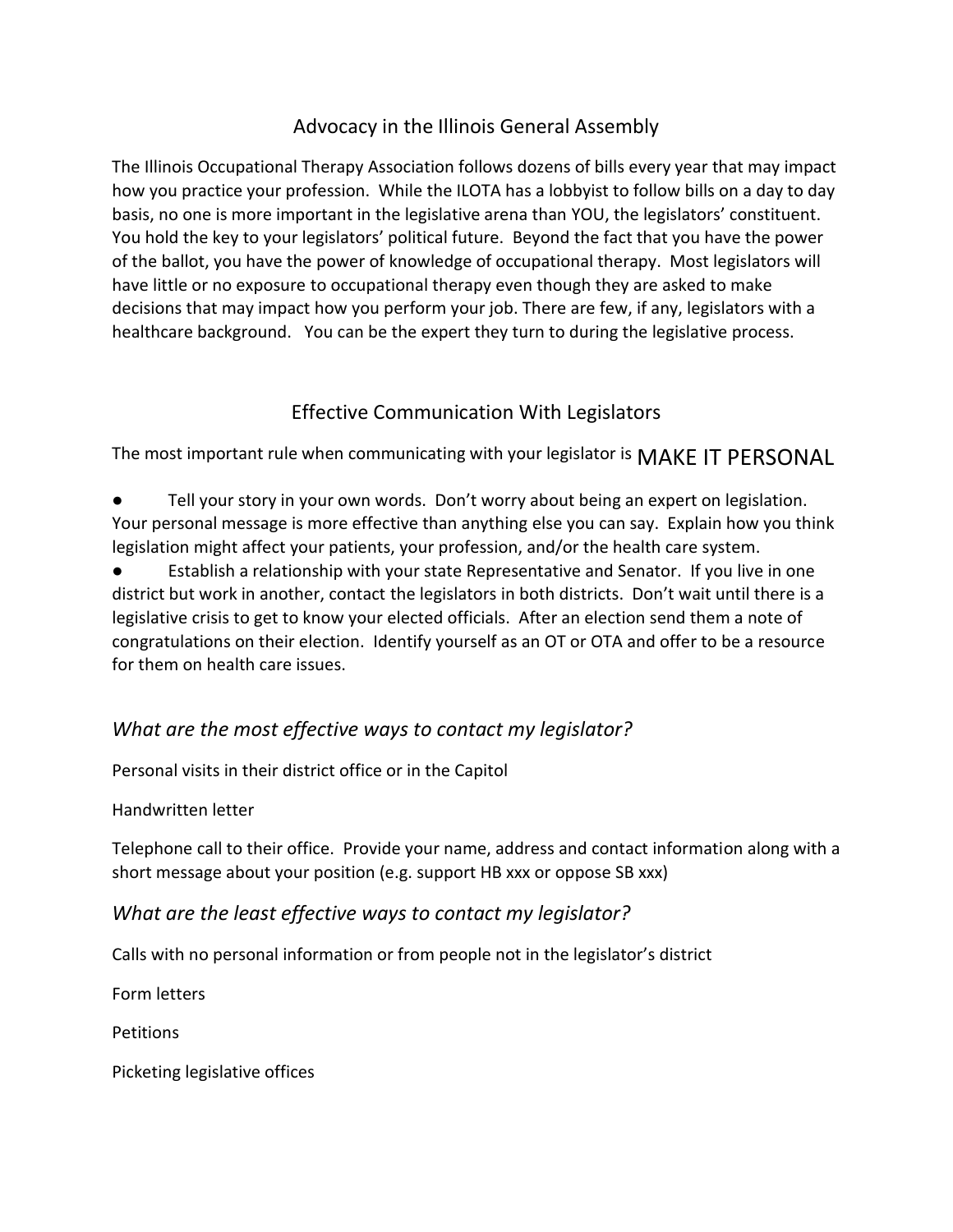## Advocacy in the Illinois General Assembly

The Illinois Occupational Therapy Association follows dozens of bills every year that may impact how you practice your profession. While the ILOTA has a lobbyist to follow bills on a day to day basis, no one is more important in the legislative arena than YOU, the legislators' constituent. You hold the key to your legislators' political future. Beyond the fact that you have the power of the ballot, you have the power of knowledge of occupational therapy. Most legislators will have little or no exposure to occupational therapy even though they are asked to make decisions that may impact how you perform your job. There are few, if any, legislators with a healthcare background. You can be the expert they turn to during the legislative process.

## Effective Communication With Legislators

The most important rule when communicating with your legislator is MAKE IT PERSONAL

- Tell your story in your own words. Don't worry about being an expert on legislation. Your personal message is more effective than anything else you can say. Explain how you think legislation might affect your patients, your profession, and/or the health care system.
- Establish a relationship with your state Representative and Senator. If you live in one district but work in another, contact the legislators in both districts. Don't wait until there is a legislative crisis to get to know your elected officials. After an election send them a note of congratulations on their election. Identify yourself as an OT or OTA and offer to be a resource for them on health care issues.

### *What are the most effective ways to contact my legislator?*

Personal visits in their district office or in the Capitol

Handwritten letter

Telephone call to their office. Provide your name, address and contact information along with a short message about your position (e.g. support HB xxx or oppose SB xxx)

### *What are the least effective ways to contact my legislator?*

Calls with no personal information or from people not in the legislator's district

Form letters

Petitions

Picketing legislative offices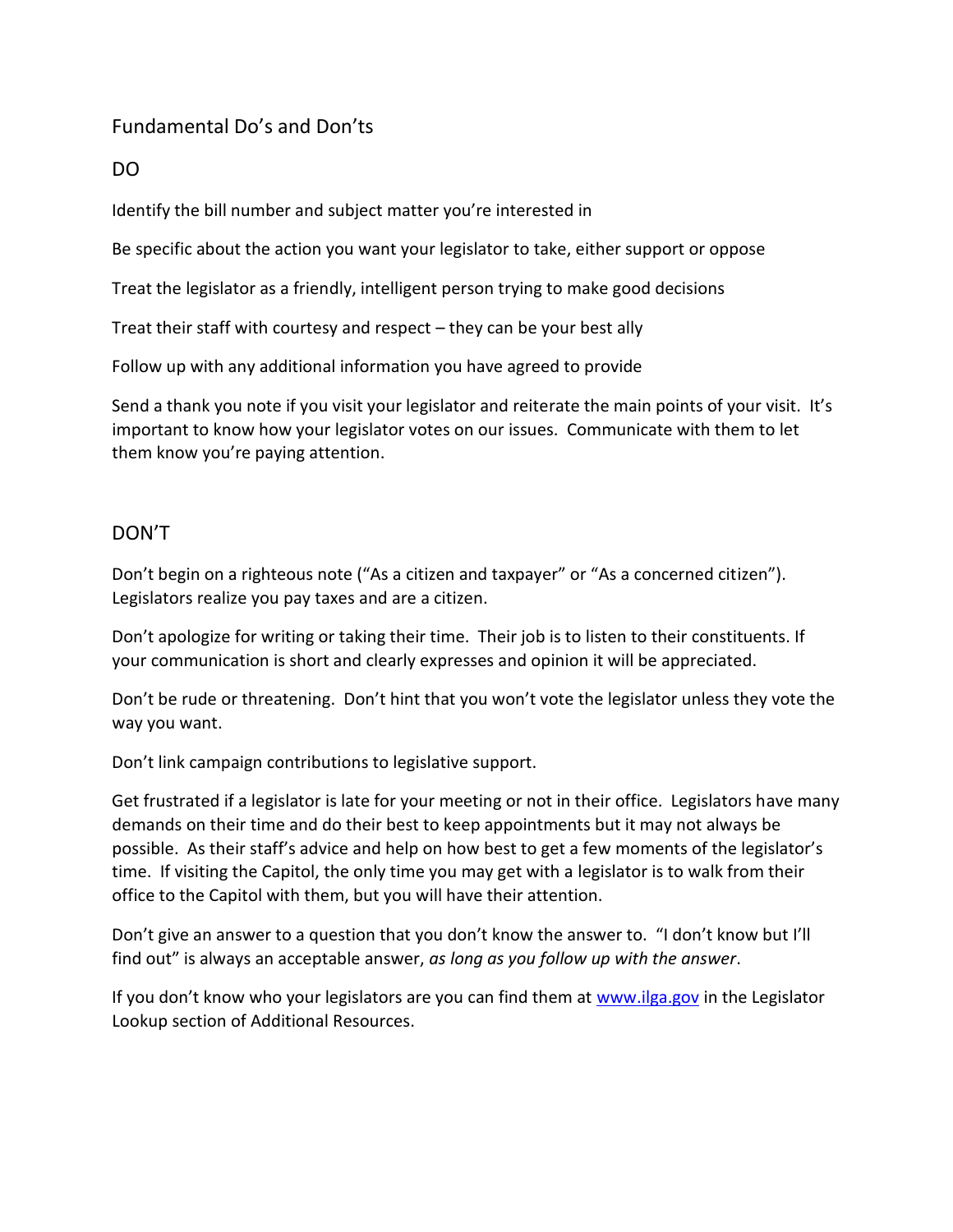## Fundamental Do's and Don'ts

### DO

Identify the bill number and subject matter you're interested in

Be specific about the action you want your legislator to take, either support or oppose

Treat the legislator as a friendly, intelligent person trying to make good decisions

Treat their staff with courtesy and respect – they can be your best ally

Follow up with any additional information you have agreed to provide

Send a thank you note if you visit your legislator and reiterate the main points of your visit. It's important to know how your legislator votes on our issues. Communicate with them to let them know you're paying attention.

### DON'T

Don't begin on a righteous note ("As a citizen and taxpayer" or "As a concerned citizen"). Legislators realize you pay taxes and are a citizen.

Don't apologize for writing or taking their time. Their job is to listen to their constituents. If your communication is short and clearly expresses and opinion it will be appreciated.

Don't be rude or threatening. Don't hint that you won't vote the legislator unless they vote the way you want.

Don't link campaign contributions to legislative support.

Get frustrated if a legislator is late for your meeting or not in their office. Legislators have many demands on their time and do their best to keep appointments but it may not always be possible. As their staff's advice and help on how best to get a few moments of the legislator's time. If visiting the Capitol, the only time you may get with a legislator is to walk from their office to the Capitol with them, but you will have their attention.

Don't give an answer to a question that you don't know the answer to. "I don't know but I'll find out" is always an acceptable answer, *as long as you follow up with the answer*.

If you don't know who your legislators are you can find them at [www.ilga.gov](http://www.ilga.gov) in the Legislator Lookup section of Additional Resources.